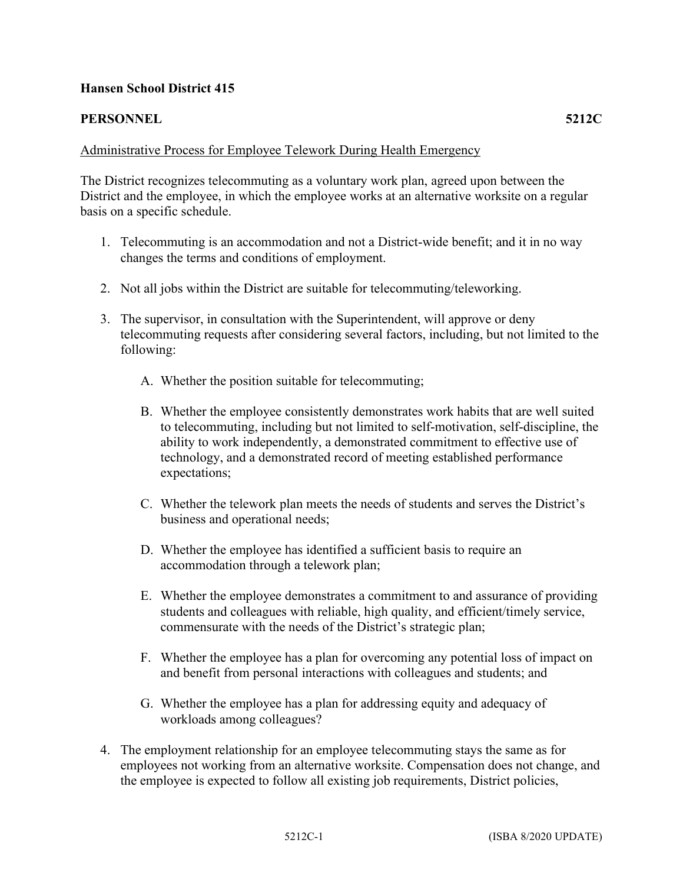**Hansen School District 415**

**PERSONNEL 5212C**

Administrative Process for Employee Telework During Health Emergency

The District recognizes telecommuting as a voluntary work plan, agreed upon between the District and the employee, in which the employee works at an alternative worksite on a regular basis on a specific schedule.

1. Telecommuting is an accommodation and not a District-wide benefit; and it in no way changes the terms and conditions of employment.

2. Not all jobs within the District are suitable for telecommuting/teleworking.

3. The supervisor, in consultation with the Superintendent, will approve or deny telecommuting requests after considering several factors, including, but not limited to the following:

   A. Whether the position suitable for telecommuting;

   B. Whether the employee consistently demonstrates work habits that are well suited to telecommuting, including but not limited to self-motivation, self-discipline, the ability to work independently, a demonstrated commitment to effective use of technology, and a demonstrated record of meeting established performance expectations;

   C. Whether the telework plan meets the needs of students and serves the District's business and operational needs;

   D. Whether the employee has identified a sufficient basis to require an accommodation through a telework plan;

   E. Whether the employee demonstrates a commitment to and assurance of providing students and colleagues with reliable, high quality, and efficient/timely service, commensurate with the needs of the District's strategic plan;

   F. Whether the employee has a plan for overcoming any potential loss of impact on and benefit from personal interactions with colleagues and students; and

   G. Whether the employee has a plan for addressing equity and adequacy of workloads among colleagues?

4. The employment relationship for an employee telecommuting stays the same as for employees not working from an alternative worksite. Compensation does not change, and the employee is expected to follow all existing job requirements, District policies,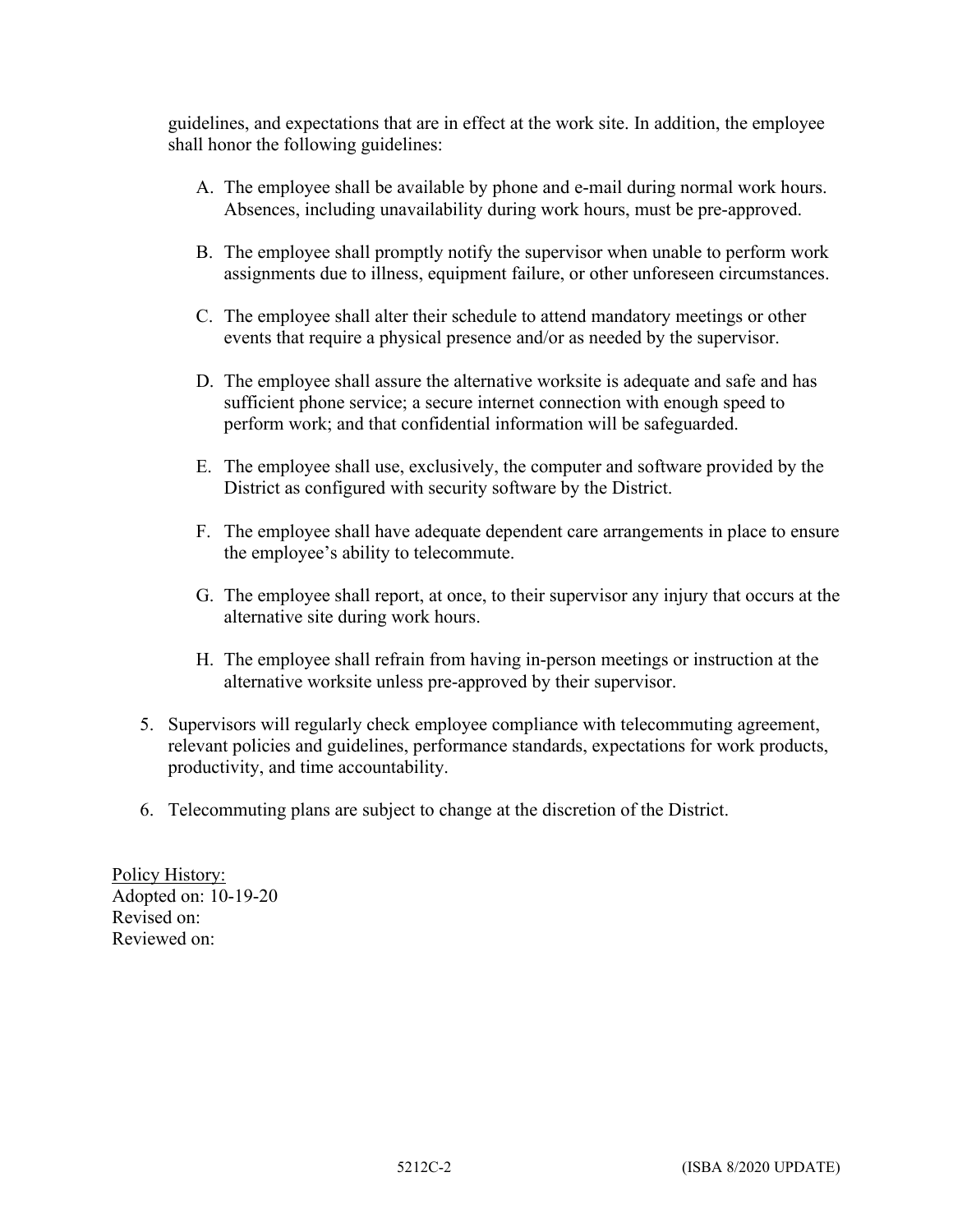guidelines, and expectations that are in effect at the work site. In addition, the employee shall honor the following guidelines:

A. The employee shall be available by phone and e-mail during normal work hours. Absences, including unavailability during work hours, must be pre-approved.

B. The employee shall promptly notify the supervisor when unable to perform work assignments due to illness, equipment failure, or other unforeseen circumstances.

C. The employee shall alter their schedule to attend mandatory meetings or other events that require a physical presence and/or as needed by the supervisor.

D. The employee shall assure the alternative worksite is adequate and safe and has sufficient phone service; a secure internet connection with enough speed to perform work; and that confidential information will be safeguarded.

E. The employee shall use, exclusively, the computer and software provided by the District as configured with security software by the District.

F. The employee shall have adequate dependent care arrangements in place to ensure the employee's ability to telecommute.

G. The employee shall report, at once, to their supervisor any injury that occurs at the alternative site during work hours.

H. The employee shall refrain from having in-person meetings or instruction at the alternative worksite unless pre-approved by their supervisor.

5. Supervisors will regularly check employee compliance with telecommuting agreement, relevant policies and guidelines, performance standards, expectations for work products, productivity, and time accountability.

6. Telecommuting plans are subject to change at the discretion of the District.

<u>Policy History:</u>
Adopted on: 10-19-20
Revised on:
Reviewed on: